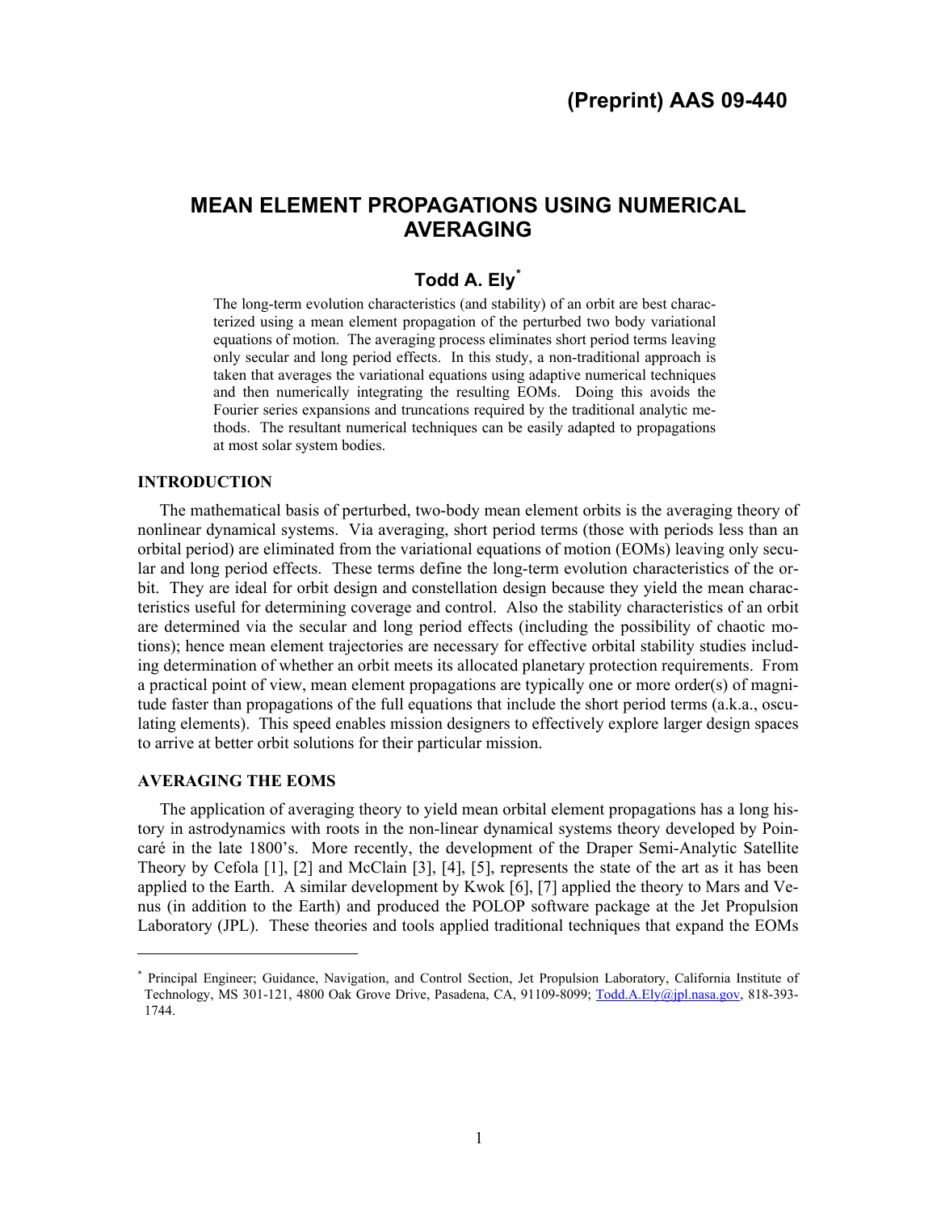(Preprint) AAS 09-440

# MEAN ELEMENT PROPAGATIONS USING NUMERICAL AVERAGING

## Todd A. Ely*

The long-term evolution characteristics (and stability) of an orbit are best characterized using a mean element propagation of the perturbed two body variational equations of motion. The averaging process eliminates short period terms leaving only secular and long period effects. In this study, a non-traditional approach is taken that averages the variational equations using adaptive numerical techniques and then numerically integrating the resulting EOMs. Doing this avoids the Fourier series expansions and truncations required by the traditional analytic methods. The resultant numerical techniques can be easily adapted to propagations at most solar system bodies.

### INTRODUCTION

The mathematical basis of perturbed, two-body mean element orbits is the averaging theory of nonlinear dynamical systems. Via averaging, short period terms (those with periods less than an orbital period) are eliminated from the variational equations of motion (EOMs) leaving only secular and long period effects. These terms define the long-term evolution characteristics of the orbit. They are ideal for orbit design and constellation design because they yield the mean characteristics useful for determining coverage and control. Also the stability characteristics of an orbit are determined via the secular and long period effects (including the possibility of chaotic motions); hence mean element trajectories are necessary for effective orbital stability studies including determination of whether an orbit meets its allocated planetary protection requirements. From a practical point of view, mean element propagations are typically one or more order(s) of magnitude faster than propagations of the full equations that include the short period terms (a.k.a., osculating elements). This speed enables mission designers to effectively explore larger design spaces to arrive at better orbit solutions for their particular mission.

### AVERAGING THE EOMS

The application of averaging theory to yield mean orbital element propagations has a long history in astrodynamics with roots in the non-linear dynamical systems theory developed by Poincaré in the late 1800's. More recently, the development of the Draper Semi-Analytic Satellite Theory by Cefola [1], [2] and McClain [3], [4], [5], represents the state of the art as it has been applied to the Earth. A similar development by Kwok [6], [7] applied the theory to Mars and Venus (in addition to the Earth) and produced the POLOP software package at the Jet Propulsion Laboratory (JPL). These theories and tools applied traditional techniques that expand the EOMs

---

* Principal Engineer; Guidance, Navigation, and Control Section, Jet Propulsion Laboratory, California Institute of Technology, MS 301-121, 4800 Oak Grove Drive, Pasadena, CA, 91109-8099; Todd.A.Ely@jpl.nasa.gov, 818-393-1744.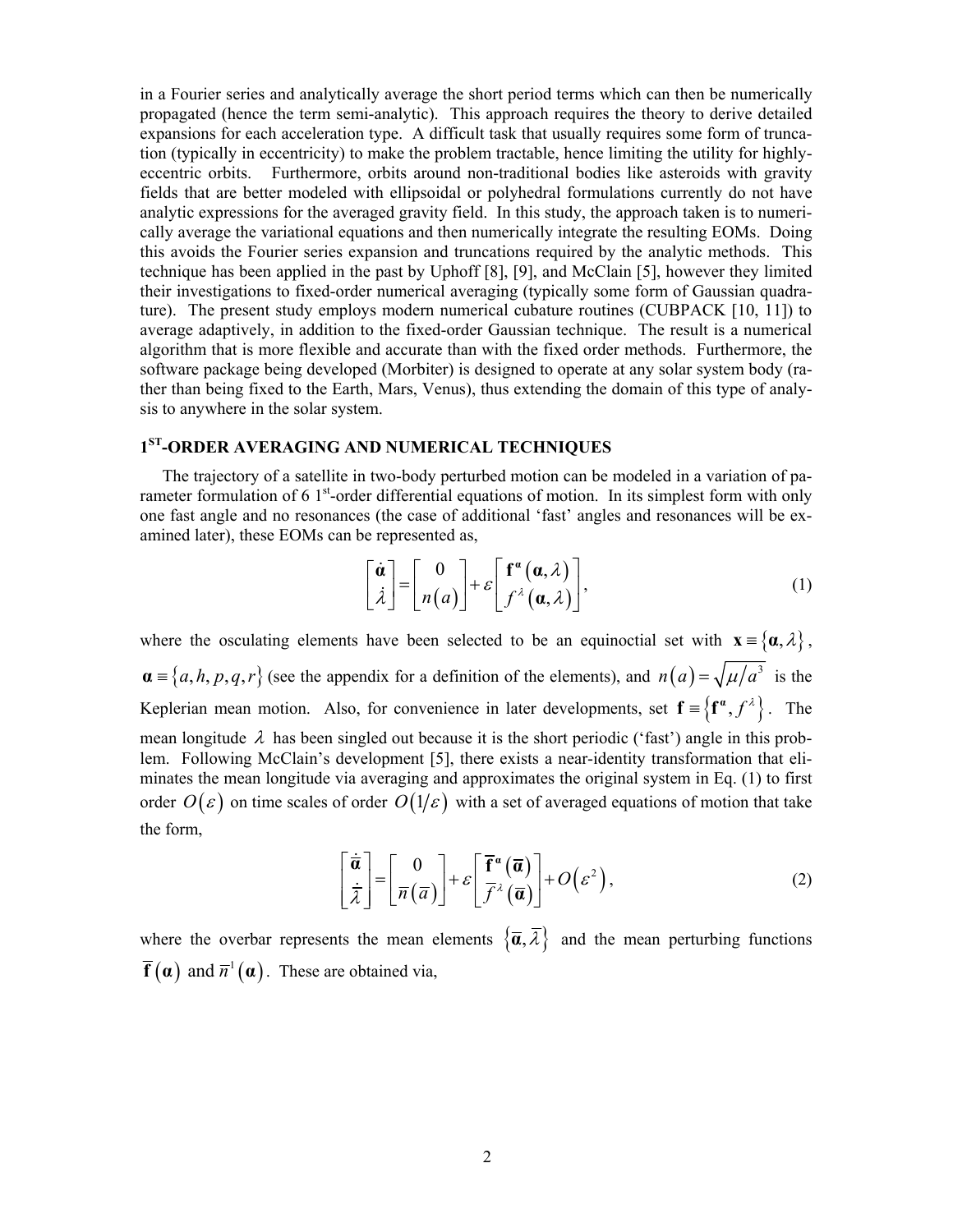in a Fourier series and analytically average the short period terms which can then be numerically propagated (hence the term semi-analytic). This approach requires the theory to derive detailed expansions for each acceleration type. A difficult task that usually requires some form of truncation (typically in eccentricity) to make the problem tractable, hence limiting the utility for highly-eccentric orbits. Furthermore, orbits around non-traditional bodies like asteroids with gravity fields that are better modeled with ellipsoidal or polyhedral formulations currently do not have analytic expressions for the averaged gravity field. In this study, the approach taken is to numerically average the variational equations and then numerically integrate the resulting EOMs. Doing this avoids the Fourier series expansion and truncations required by the analytic methods. This technique has been applied in the past by Uphoff [8], [9], and McClain [5], however they limited their investigations to fixed-order numerical averaging (typically some form of Gaussian quadrature). The present study employs modern numerical cubature routines (CUBPACK [10, 11]) to average adaptively, in addition to the fixed-order Gaussian technique. The result is a numerical algorithm that is more flexible and accurate than with the fixed order methods. Furthermore, the software package being developed (Morbiter) is designed to operate at any solar system body (rather than being fixed to the Earth, Mars, Venus), thus extending the domain of this type of analysis to anywhere in the solar system.

## 1$^{ST}$-ORDER AVERAGING AND NUMERICAL TECHNIQUES

The trajectory of a satellite in two-body perturbed motion can be modeled in a variation of parameter formulation of 6 1$^{st}$-order differential equations of motion. In its simplest form with only one fast angle and no resonances (the case of additional 'fast' angles and resonances will be examined later), these EOMs can be represented as,

$$\begin{bmatrix} \dot{\boldsymbol{\alpha}} \\ \dot{\lambda} \end{bmatrix} = \begin{bmatrix} 0 \\ n(a) \end{bmatrix} + \varepsilon \begin{bmatrix} \mathbf{f}^{\alpha}(\boldsymbol{\alpha}, \lambda) \\ f^{\lambda}(\boldsymbol{\alpha}, \lambda) \end{bmatrix}, \tag{1}$$

where the osculating elements have been selected to be an equinoctial set with $\mathbf{x} \equiv \{\boldsymbol{\alpha}, \lambda\}$, $\boldsymbol{\alpha} \equiv \{a, h, p, q, r\}$ (see the appendix for a definition of the elements), and $n(a) = \sqrt{\mu/a^3}$ is the Keplerian mean motion. Also, for convenience in later developments, set $\mathbf{f} \equiv \{\mathbf{f}^{\alpha}, f^{\lambda}\}$. The mean longitude $\lambda$ has been singled out because it is the short periodic ('fast') angle in this problem. Following McClain's development [5], there exists a near-identity transformation that eliminates the mean longitude via averaging and approximates the original system in Eq. (1) to first order $O(\varepsilon)$ on time scales of order $O(1/\varepsilon)$ with a set of averaged equations of motion that take the form,

$$\begin{bmatrix} \dot{\overline{\boldsymbol{\alpha}}} \\ \dot{\overline{\lambda}} \end{bmatrix} = \begin{bmatrix} 0 \\ \overline{n}(\overline{a}) \end{bmatrix} + \varepsilon \begin{bmatrix} \overline{\mathbf{f}}^{\alpha}(\overline{\boldsymbol{\alpha}}) \\ \overline{f}^{\lambda}(\overline{\boldsymbol{\alpha}}) \end{bmatrix} + O(\varepsilon^2), \tag{2}$$

where the overbar represents the mean elements $\{\overline{\boldsymbol{\alpha}}, \overline{\lambda}\}$ and the mean perturbing functions $\overline{\mathbf{f}}(\boldsymbol{\alpha})$ and $\overline{n}^1(\boldsymbol{\alpha})$. These are obtained via,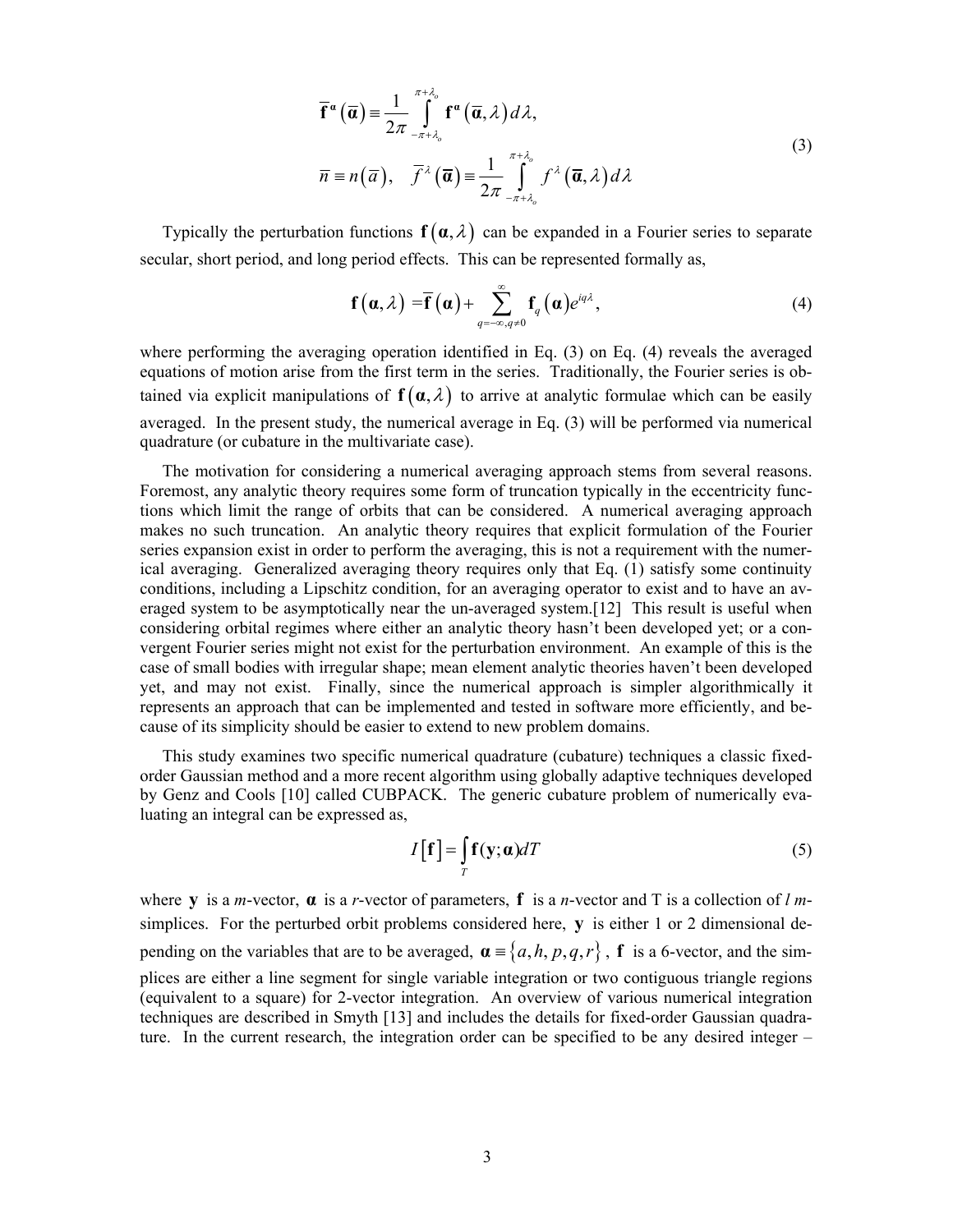$$\overline{\mathbf{f}}^{\boldsymbol{\alpha}}\left(\overline{\boldsymbol{\alpha}}\right) \equiv \frac{1}{2\pi} \int_{-\pi+\lambda_o}^{\pi+\lambda_o} \mathbf{f}^{\boldsymbol{\alpha}}\left(\overline{\boldsymbol{\alpha}}, \lambda\right) d\lambda,$$
$$\overline{n} \equiv n\left(\overline{a}\right), \quad \overline{f}^{\lambda}\left(\overline{\boldsymbol{\alpha}}\right) \equiv \frac{1}{2\pi} \int_{-\pi+\lambda_o}^{\pi+\lambda_o} f^{\lambda}\left(\overline{\boldsymbol{\alpha}}, \lambda\right) d\lambda \tag{3}$$

Typically the perturbation functions $\mathbf{f}\left(\boldsymbol{\alpha}, \lambda\right)$ can be expanded in a Fourier series to separate secular, short period, and long period effects. This can be represented formally as,

$$\mathbf{f}\left(\boldsymbol{\alpha}, \lambda\right) = \overline{\mathbf{f}}\left(\boldsymbol{\alpha}\right) + \sum_{q=-\infty, q \neq 0}^{\infty} \mathbf{f}_q\left(\boldsymbol{\alpha}\right) e^{iq\lambda}, \tag{4}$$

where performing the averaging operation identified in Eq. (3) on Eq. (4) reveals the averaged equations of motion arise from the first term in the series. Traditionally, the Fourier series is obtained via explicit manipulations of $\mathbf{f}\left(\boldsymbol{\alpha}, \lambda\right)$ to arrive at analytic formulae which can be easily averaged. In the present study, the numerical average in Eq. (3) will be performed via numerical quadrature (or cubature in the multivariate case).

The motivation for considering a numerical averaging approach stems from several reasons. Foremost, any analytic theory requires some form of truncation typically in the eccentricity functions which limit the range of orbits that can be considered. A numerical averaging approach makes no such truncation. An analytic theory requires that explicit formulation of the Fourier series expansion exist in order to perform the averaging, this is not a requirement with the numerical averaging. Generalized averaging theory requires only that Eq. (1) satisfy some continuity conditions, including a Lipschitz condition, for an averaging operator to exist and to have an averaged system to be asymptotically near the un-averaged system.[12] This result is useful when considering orbital regimes where either an analytic theory hasn't been developed yet; or a convergent Fourier series might not exist for the perturbation environment. An example of this is the case of small bodies with irregular shape; mean element analytic theories haven't been developed yet, and may not exist. Finally, since the numerical approach is simpler algorithmically it represents an approach that can be implemented and tested in software more efficiently, and because of its simplicity should be easier to extend to new problem domains.

This study examines two specific numerical quadrature (cubature) techniques a classic fixed-order Gaussian method and a more recent algorithm using globally adaptive techniques developed by Genz and Cools [10] called CUBPACK. The generic cubature problem of numerically evaluating an integral can be expressed as,

$$I\left[\mathbf{f}\right] = \int_T \mathbf{f}(\mathbf{y}; \boldsymbol{\alpha}) dT \tag{5}$$

where $\mathbf{y}$ is a *m*-vector, $\boldsymbol{\alpha}$ is a *r*-vector of parameters, $\mathbf{f}$ is a *n*-vector and T is a collection of *l* *m*-simplices. For the perturbed orbit problems considered here, $\mathbf{y}$ is either 1 or 2 dimensional depending on the variables that are to be averaged, $\boldsymbol{\alpha} \equiv \left\{a, h, p, q, r\right\}$, $\mathbf{f}$ is a 6-vector, and the simplices are either a line segment for single variable integration or two contiguous triangle regions (equivalent to a square) for 2-vector integration. An overview of various numerical integration techniques are described in Smyth [13] and includes the details for fixed-order Gaussian quadrature. In the current research, the integration order can be specified to be any desired integer –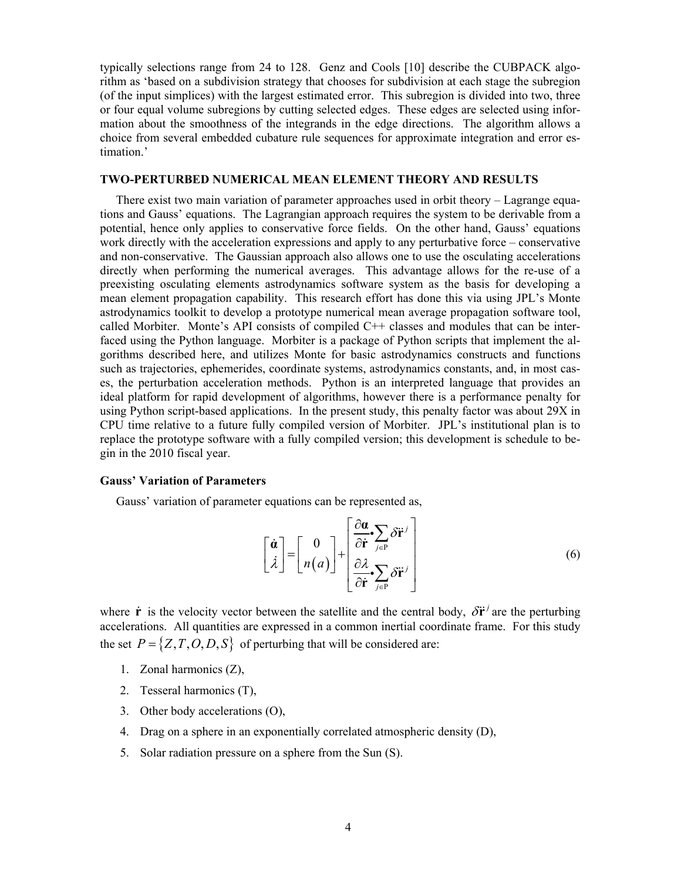typically selections range from 24 to 128. Genz and Cools [10] describe the CUBPACK algorithm as 'based on a subdivision strategy that chooses for subdivision at each stage the subregion (of the input simplices) with the largest estimated error. This subregion is divided into two, three or four equal volume subregions by cutting selected edges. These edges are selected using information about the smoothness of the integrands in the edge directions. The algorithm allows a choice from several embedded cubature rule sequences for approximate integration and error estimation.'

## TWO-PERTURBED NUMERICAL MEAN ELEMENT THEORY AND RESULTS

There exist two main variation of parameter approaches used in orbit theory – Lagrange equations and Gauss' equations. The Lagrangian approach requires the system to be derivable from a potential, hence only applies to conservative force fields. On the other hand, Gauss' equations work directly with the acceleration expressions and apply to any perturbative force – conservative and non-conservative. The Gaussian approach also allows one to use the osculating accelerations directly when performing the numerical averages. This advantage allows for the re-use of a preexisting osculating elements astrodynamics software system as the basis for developing a mean element propagation capability. This research effort has done this via using JPL's Monte astrodynamics toolkit to develop a prototype numerical mean average propagation software tool, called Morbiter. Monte's API consists of compiled C++ classes and modules that can be interfaced using the Python language. Morbiter is a package of Python scripts that implement the algorithms described here, and utilizes Monte for basic astrodynamics constructs and functions such as trajectories, ephemerides, coordinate systems, astrodynamics constants, and, in most cases, the perturbation acceleration methods. Python is an interpreted language that provides an ideal platform for rapid development of algorithms, however there is a performance penalty for using Python script-based applications. In the present study, this penalty factor was about 29X in CPU time relative to a future fully compiled version of Morbiter. JPL's institutional plan is to replace the prototype software with a fully compiled version; this development is schedule to begin in the 2010 fiscal year.

### Gauss' Variation of Parameters

Gauss' variation of parameter equations can be represented as,

$$\begin{bmatrix} \dot{\boldsymbol{\alpha}} \\ \dot{\lambda} \end{bmatrix} = \begin{bmatrix} 0 \\ n(a) \end{bmatrix} + \begin{bmatrix} \dfrac{\partial \boldsymbol{\alpha}}{\partial \dot{\mathbf{r}}} \bullet \sum_{j \in \mathrm{P}} \delta \ddot{\mathbf{r}}^{j} \\ \dfrac{\partial \lambda}{\partial \dot{\mathbf{r}}} \bullet \sum_{j \in \mathrm{P}} \delta \ddot{\mathbf{r}}^{j} \end{bmatrix} \tag{6}$$

where $\dot{\mathbf{r}}$ is the velocity vector between the satellite and the central body, $\delta \ddot{\mathbf{r}}^{j}$ are the perturbing accelerations. All quantities are expressed in a common inertial coordinate frame. For this study the set $P = \{Z, T, O, D, S\}$ of perturbing that will be considered are:

1. Zonal harmonics (Z),
2. Tesseral harmonics (T),
3. Other body accelerations (O),
4. Drag on a sphere in an exponentially correlated atmospheric density (D),
5. Solar radiation pressure on a sphere from the Sun (S).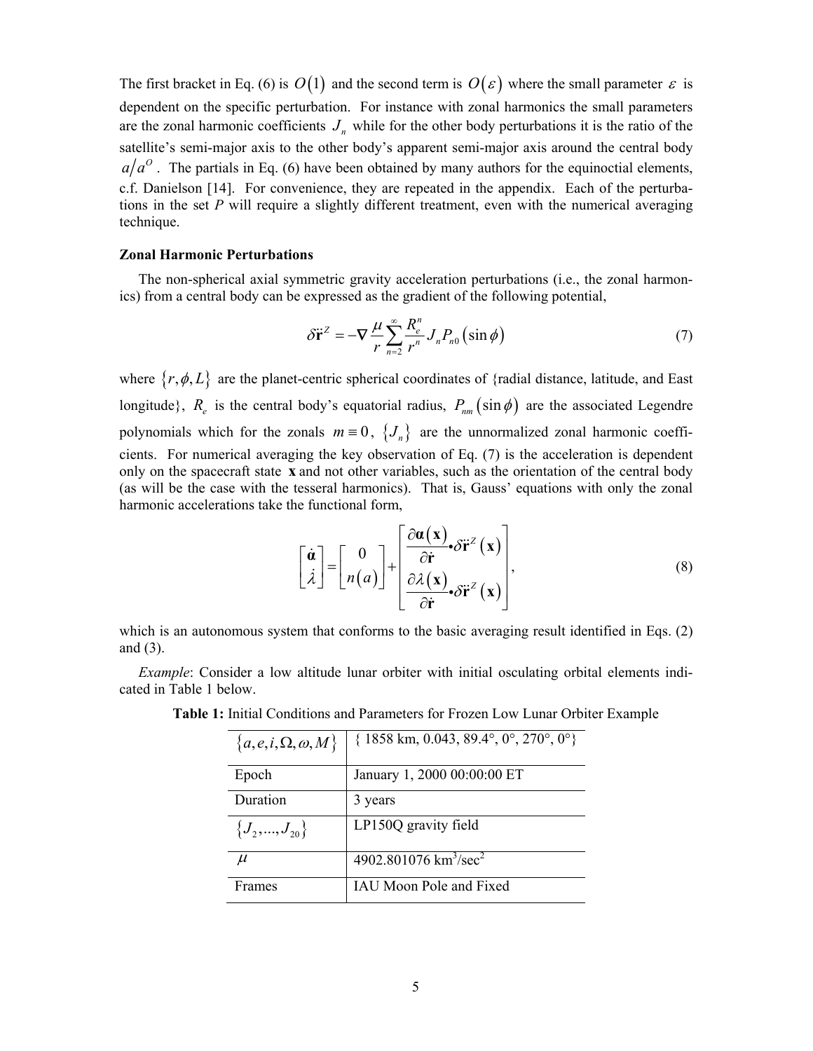The first bracket in Eq. (6) is $O(1)$ and the second term is $O(\varepsilon)$ where the small parameter $\varepsilon$ is dependent on the specific perturbation. For instance with zonal harmonics the small parameters are the zonal harmonic coefficients $J_n$ while for the other body perturbations it is the ratio of the satellite's semi-major axis to the other body's apparent semi-major axis around the central body $a/a^O$. The partials in Eq. (6) have been obtained by many authors for the equinoctial elements, c.f. Danielson [14]. For convenience, they are repeated in the appendix. Each of the perturbations in the set *P* will require a slightly different treatment, even with the numerical averaging technique.

**Zonal Harmonic Perturbations**

The non-spherical axial symmetric gravity acceleration perturbations (i.e., the zonal harmonics) from a central body can be expressed as the gradient of the following potential,

$$\delta \ddot{\mathbf{r}}^Z = -\nabla \frac{\mu}{r} \sum_{n=2}^{\infty} \frac{R_e^n}{r^n} J_n P_{n0}\left(\sin\phi\right) \tag{7}$$

where $\{r, \phi, L\}$ are the planet-centric spherical coordinates of {radial distance, latitude, and East longitude}, $R_e$ is the central body's equatorial radius, $P_{nm}(\sin\phi)$ are the associated Legendre polynomials which for the zonals $m \equiv 0$, $\{J_n\}$ are the unnormalized zonal harmonic coefficients. For numerical averaging the key observation of Eq. (7) is the acceleration is dependent only on the spacecraft state $\mathbf{x}$ and not other variables, such as the orientation of the central body (as will be the case with the tesseral harmonics). That is, Gauss' equations with only the zonal harmonic accelerations take the functional form,

$$\begin{bmatrix} \dot{\boldsymbol{\alpha}} \\ \dot{\lambda} \end{bmatrix} = \begin{bmatrix} 0 \\ n(a) \end{bmatrix} + \begin{bmatrix} \dfrac{\partial \boldsymbol{\alpha}(\mathbf{x})}{\partial \dot{\mathbf{r}}} \bullet \delta \ddot{\mathbf{r}}^Z(\mathbf{x}) \\ \dfrac{\partial \lambda(\mathbf{x})}{\partial \dot{\mathbf{r}}} \bullet \delta \ddot{\mathbf{r}}^Z(\mathbf{x}) \end{bmatrix}, \tag{8}$$

which is an autonomous system that conforms to the basic averaging result identified in Eqs. (2) and (3).

*Example*: Consider a low altitude lunar orbiter with initial osculating orbital elements indicated in Table 1 below.

**Table 1:** Initial Conditions and Parameters for Frozen Low Lunar Orbiter Example

| $\{a, e, i, \Omega, \omega, M\}$ | { 1858 km, 0.043, 89.4°, 0°, 270°, 0°} |
|---|---|
| Epoch | January 1, 2000 00:00:00 ET |
| Duration | 3 years |
| $\{J_2, \ldots, J_{20}\}$ | LP150Q gravity field |
| $\mu$ | 4902.801076 km$^3$/sec$^2$ |
| Frames | IAU Moon Pole and Fixed |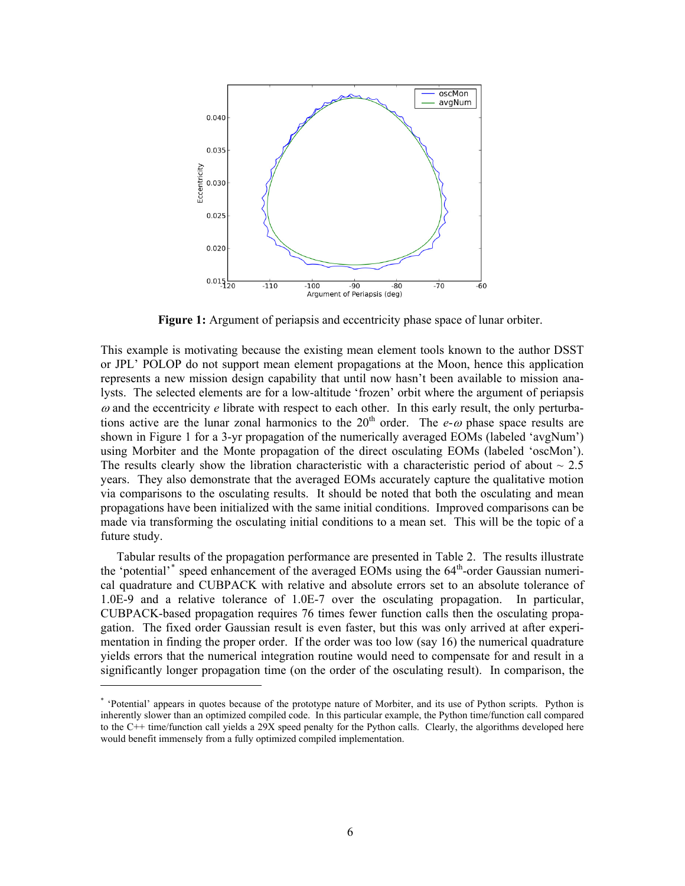**Figure 1:** Argument of periapsis and eccentricity phase space of lunar orbiter.

This example is motivating because the existing mean element tools known to the author DSST or JPL' POLOP do not support mean element propagations at the Moon, hence this application represents a new mission design capability that until now hasn't been available to mission analysts. The selected elements are for a low-altitude 'frozen' orbit where the argument of periapsis $\omega$ and the eccentricity $e$ librate with respect to each other. In this early result, the only perturbations active are the lunar zonal harmonics to the 20th order. The $e$-$\omega$ phase space results are shown in Figure 1 for a 3-yr propagation of the numerically averaged EOMs (labeled 'avgNum') using Morbiter and the Monte propagation of the direct osculating EOMs (labeled 'oscMon'). The results clearly show the libration characteristic with a characteristic period of about ~ 2.5 years. They also demonstrate that the averaged EOMs accurately capture the qualitative motion via comparisons to the osculating results. It should be noted that both the osculating and mean propagations have been initialized with the same initial conditions. Improved comparisons can be made via transforming the osculating initial conditions to a mean set. This will be the topic of a future study.

Tabular results of the propagation performance are presented in Table 2. The results illustrate the 'potential'* speed enhancement of the averaged EOMs using the 64th-order Gaussian numerical quadrature and CUBPACK with relative and absolute errors set to an absolute tolerance of 1.0E-9 and a relative tolerance of 1.0E-7 over the osculating propagation. In particular, CUBPACK-based propagation requires 76 times fewer function calls then the osculating propagation. The fixed order Gaussian result is even faster, but this was only arrived at after experimentation in finding the proper order. If the order was too low (say 16) the numerical quadrature yields errors that the numerical integration routine would need to compensate for and result in a significantly longer propagation time (on the order of the osculating result). In comparison, the

* 'Potential' appears in quotes because of the prototype nature of Morbiter, and its use of Python scripts. Python is inherently slower than an optimized compiled code. In this particular example, the Python time/function call compared to the C++ time/function call yields a 29X speed penalty for the Python calls. Clearly, the algorithms developed here would benefit immensely from a fully optimized compiled implementation.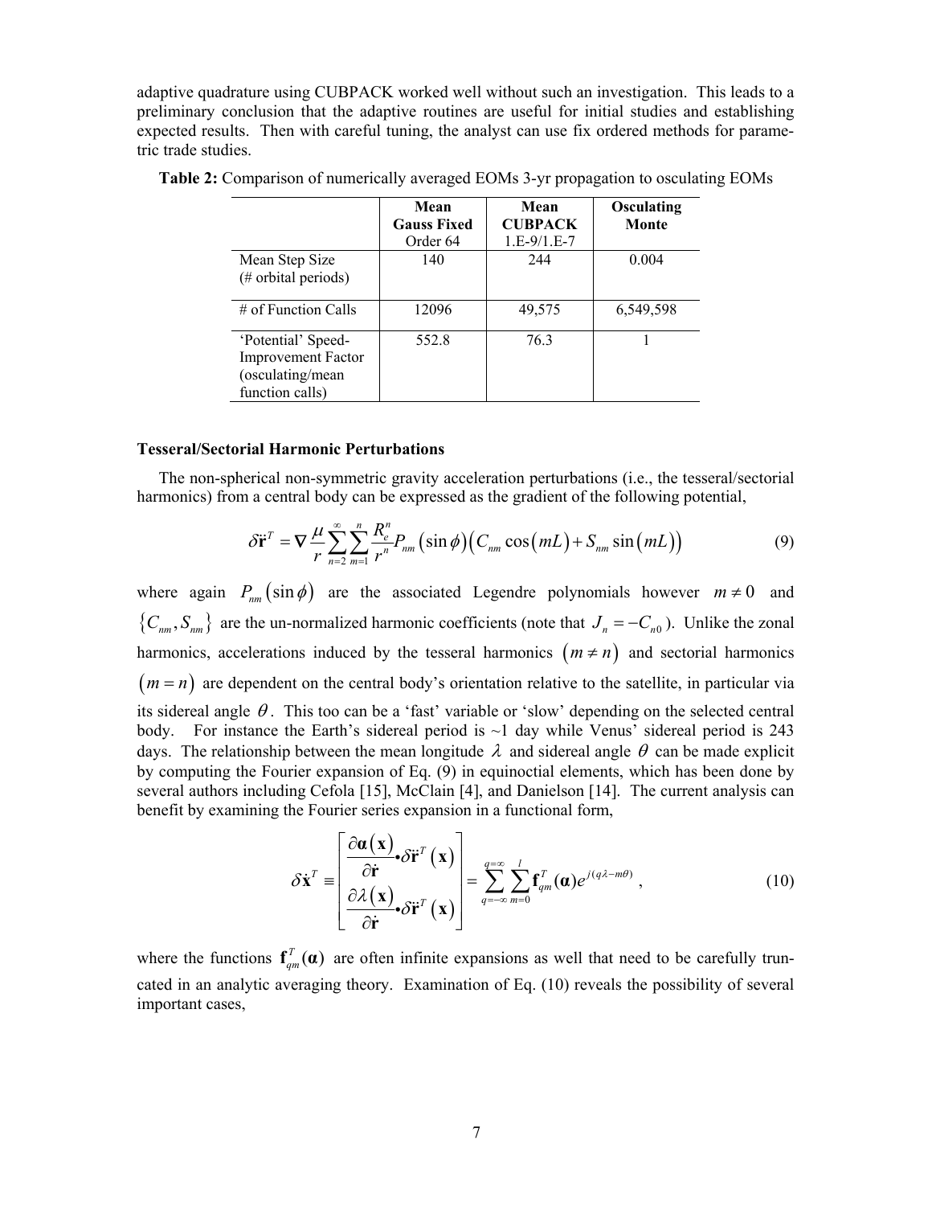adaptive quadrature using CUBPACK worked well without such an investigation. This leads to a preliminary conclusion that the adaptive routines are useful for initial studies and establishing expected results. Then with careful tuning, the analyst can use fix ordered methods for parametric trade studies.

**Table 2:** Comparison of numerically averaged EOMs 3-yr propagation to osculating EOMs

| | **Mean Gauss Fixed** Order 64 | **Mean CUBPACK** 1.E-9/1.E-7 | **Osculating Monte** |
|---|---|---|---|
| Mean Step Size (# orbital periods) | 140 | 244 | 0.004 |
| # of Function Calls | 12096 | 49,575 | 6,549,598 |
| 'Potential' Speed-Improvement Factor (osculating/mean function calls) | 552.8 | 76.3 | 1 |

### Tesseral/Sectorial Harmonic Perturbations

The non-spherical non-symmetric gravity acceleration perturbations (i.e., the tesseral/sectorial harmonics) from a central body can be expressed as the gradient of the following potential,

$$\delta \ddot{\mathbf{r}}^T = \nabla \frac{\mu}{r} \sum_{n=2}^{\infty} \sum_{m=1}^{n} \frac{R_e^n}{r^n} P_{nm}\left(\sin\phi\right)\left(C_{nm}\cos\left(mL\right) + S_{nm}\sin\left(mL\right)\right) \tag{9}$$

where again $P_{nm}\left(\sin\phi\right)$ are the associated Legendre polynomials however $m \neq 0$ and $\left\{C_{nm}, S_{nm}\right\}$ are the un-normalized harmonic coefficients (note that $J_n = -C_{n0}$). Unlike the zonal harmonics, accelerations induced by the tesseral harmonics $\left(m \neq n\right)$ and sectorial harmonics $\left(m = n\right)$ are dependent on the central body's orientation relative to the satellite, in particular via its sidereal angle $\theta$. This too can be a 'fast' variable or 'slow' depending on the selected central body. For instance the Earth's sidereal period is ~1 day while Venus' sidereal period is 243 days. The relationship between the mean longitude $\lambda$ and sidereal angle $\theta$ can be made explicit by computing the Fourier expansion of Eq. (9) in equinoctial elements, which has been done by several authors including Cefola [15], McClain [4], and Danielson [14]. The current analysis can benefit by examining the Fourier series expansion in a functional form,

$$\delta \dot{\mathbf{x}}^T \equiv \begin{bmatrix} \dfrac{\partial \boldsymbol{\alpha}\left(\mathbf{x}\right)}{\partial \dot{\mathbf{r}}} \bullet \delta \ddot{\mathbf{r}}^T\left(\mathbf{x}\right) \\ \dfrac{\partial \lambda\left(\mathbf{x}\right)}{\partial \dot{\mathbf{r}}} \bullet \delta \ddot{\mathbf{r}}^T\left(\mathbf{x}\right) \end{bmatrix} = \sum_{q=-\infty}^{q=\infty} \sum_{m=0}^{l} \mathbf{f}_{qm}^T(\boldsymbol{\alpha}) e^{j(q\lambda - m\theta)}, \tag{10}$$

where the functions $\mathbf{f}_{qm}^T(\boldsymbol{\alpha})$ are often infinite expansions as well that need to be carefully truncated in an analytic averaging theory. Examination of Eq. (10) reveals the possibility of several important cases,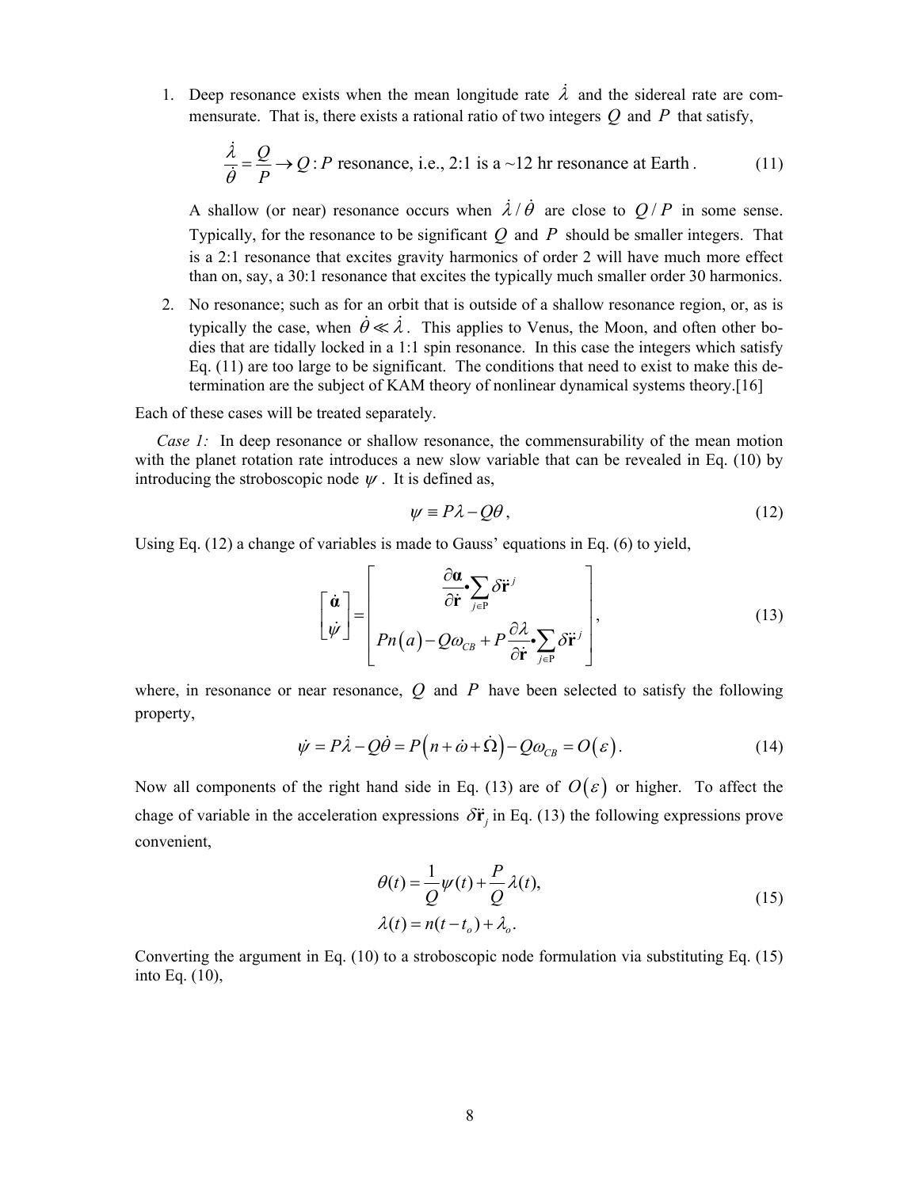1. Deep resonance exists when the mean longitude rate $\dot{\lambda}$ and the sidereal rate are commensurate. That is, there exists a rational ratio of two integers $Q$ and $P$ that satisfy,

$$\frac{\dot{\lambda}}{\dot{\theta}} = \frac{Q}{P} \rightarrow Q:P \text{ resonance, i.e., 2:1 is a ~12 hr resonance at Earth}. \tag{11}$$

   A shallow (or near) resonance occurs when $\dot{\lambda}/\dot{\theta}$ are close to $Q/P$ in some sense. Typically, for the resonance to be significant $Q$ and $P$ should be smaller integers. That is a 2:1 resonance that excites gravity harmonics of order 2 will have much more effect than on, say, a 30:1 resonance that excites the typically much smaller order 30 harmonics.

2. No resonance; such as for an orbit that is outside of a shallow resonance region, or, as is typically the case, when $\dot{\theta} \ll \dot{\lambda}$. This applies to Venus, the Moon, and often other bodies that are tidally locked in a 1:1 spin resonance. In this case the integers which satisfy Eq. (11) are too large to be significant. The conditions that need to exist to make this determination are the subject of KAM theory of nonlinear dynamical systems theory.[16]

Each of these cases will be treated separately.

*Case 1:* In deep resonance or shallow resonance, the commensurability of the mean motion with the planet rotation rate introduces a new slow variable that can be revealed in Eq. (10) by introducing the stroboscopic node $\psi$. It is defined as,

$$\psi \equiv P\lambda - Q\theta, \tag{12}$$

Using Eq. (12) a change of variables is made to Gauss' equations in Eq. (6) to yield,

$$\begin{bmatrix} \dot{\boldsymbol{\alpha}} \\ \dot{\psi} \end{bmatrix} = \begin{bmatrix} \dfrac{\partial \boldsymbol{\alpha}}{\partial \dot{\mathbf{r}}} \bullet \sum_{j \in \mathrm{P}} \delta \ddot{\mathbf{r}}^j \\ Pn(a) - Q\omega_{CB} + P\dfrac{\partial \lambda}{\partial \dot{\mathbf{r}}} \bullet \sum_{j \in \mathrm{P}} \delta \ddot{\mathbf{r}}^j \end{bmatrix}, \tag{13}$$

where, in resonance or near resonance, $Q$ and $P$ have been selected to satisfy the following property,

$$\dot{\psi} = P\dot{\lambda} - Q\dot{\theta} = P\left(n + \dot{\omega} + \dot{\Omega}\right) - Q\omega_{CB} = O(\varepsilon). \tag{14}$$

Now all components of the right hand side in Eq. (13) are of $O(\varepsilon)$ or higher. To affect the chage of variable in the acceleration expressions $\delta \ddot{\mathbf{r}}_j$ in Eq. (13) the following expressions prove convenient,

$$\begin{aligned} \theta(t) &= \frac{1}{Q}\psi(t) + \frac{P}{Q}\lambda(t), \\ \lambda(t) &= n(t - t_o) + \lambda_o. \end{aligned} \tag{15}$$

Converting the argument in Eq. (10) to a stroboscopic node formulation via substituting Eq. (15) into Eq. (10),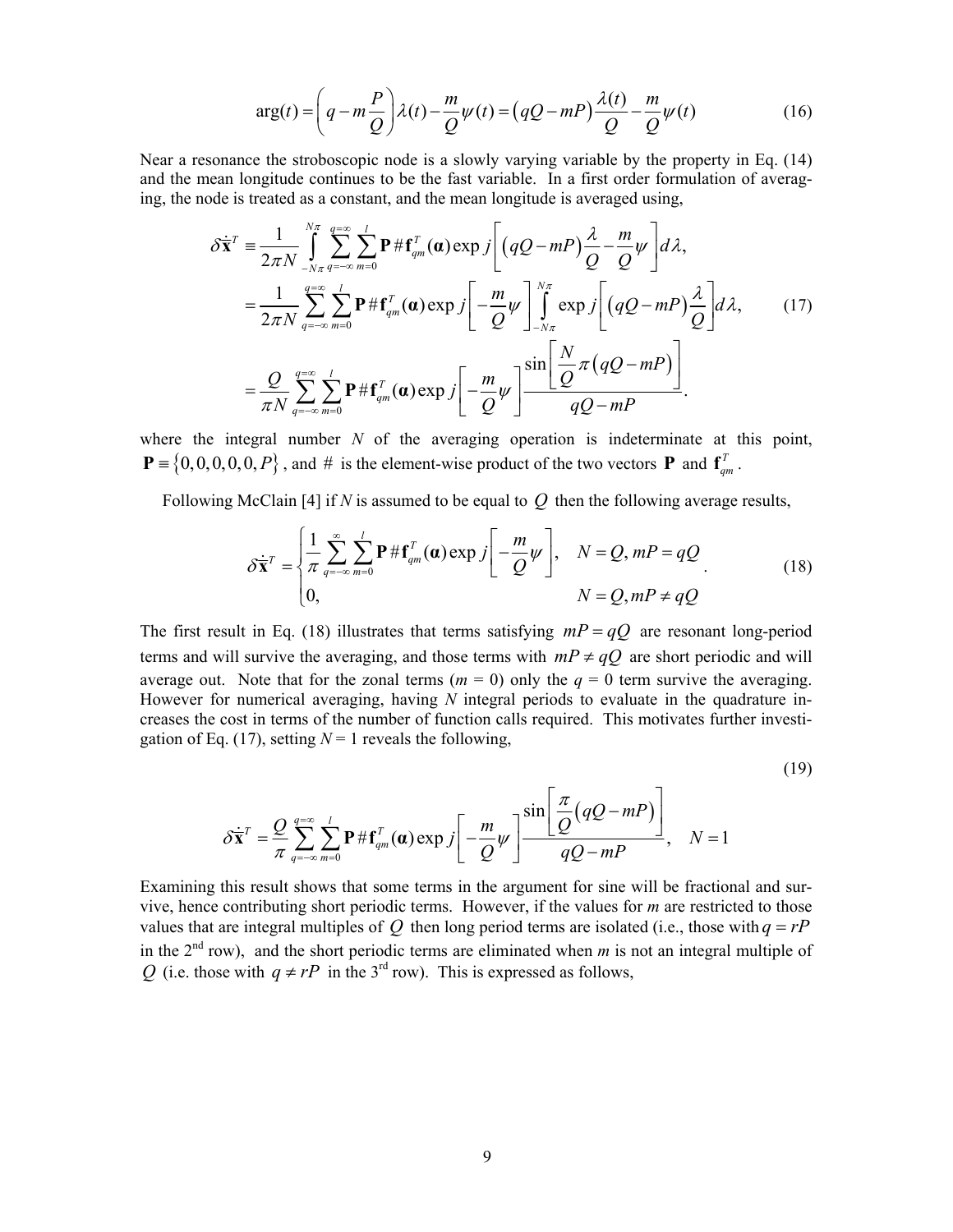$$\arg(t) = \left(q - m\frac{P}{Q}\right)\lambda(t) - \frac{m}{Q}\psi(t) = \left(qQ - mP\right)\frac{\lambda(t)}{Q} - \frac{m}{Q}\psi(t) \tag{16}$$

Near a resonance the stroboscopic node is a slowly varying variable by the property in Eq. (14) and the mean longitude continues to be the fast variable. In a first order formulation of averaging, the node is treated as a constant, and the mean longitude is averaged using,

$$\begin{aligned}
\delta\dot{\bar{\mathbf{x}}}^T &\equiv \frac{1}{2\pi N}\int_{-N\pi}^{N\pi}\sum_{q=-\infty}^{q=\infty}\sum_{m=0}^{l}\mathbf{P}\,\#\,\mathbf{f}_{qm}^T(\boldsymbol{\alpha})\exp j\left[\left(qQ - mP\right)\frac{\lambda}{Q} - \frac{m}{Q}\psi\right]d\lambda, \\
&= \frac{1}{2\pi N}\sum_{q=-\infty}^{q=\infty}\sum_{m=0}^{l}\mathbf{P}\,\#\,\mathbf{f}_{qm}^T(\boldsymbol{\alpha})\exp j\left[-\frac{m}{Q}\psi\right]\int_{-N\pi}^{N\pi}\exp j\left[\left(qQ - mP\right)\frac{\lambda}{Q}\right]d\lambda, \\
&= \frac{Q}{\pi N}\sum_{q=-\infty}^{q=\infty}\sum_{m=0}^{l}\mathbf{P}\,\#\,\mathbf{f}_{qm}^T(\boldsymbol{\alpha})\exp j\left[-\frac{m}{Q}\psi\right]\frac{\sin\left[\frac{N}{Q}\pi\left(qQ - mP\right)\right]}{qQ - mP}.
\end{aligned} \tag{17}$$

where the integral number $N$ of the averaging operation is indeterminate at this point, $\mathbf{P} \equiv \{0,0,0,0,0,P\}$, and $\#$ is the element-wise product of the two vectors $\mathbf{P}$ and $\mathbf{f}_{qm}^T$.

Following McClain [4] if $N$ is assumed to be equal to $Q$ then the following average results,

$$\delta\dot{\bar{\mathbf{x}}}^T = \begin{cases} \dfrac{1}{\pi}\displaystyle\sum_{q=-\infty}^{\infty}\sum_{m=0}^{l}\mathbf{P}\,\#\,\mathbf{f}_{qm}^T(\boldsymbol{\alpha})\exp j\left[-\frac{m}{Q}\psi\right], & N = Q, mP = qQ \\ 0, & N = Q, mP \neq qQ \end{cases}. \tag{18}$$

The first result in Eq. (18) illustrates that terms satisfying $mP = qQ$ are resonant long-period terms and will survive the averaging, and those terms with $mP \neq qQ$ are short periodic and will average out. Note that for the zonal terms ($m = 0$) only the $q = 0$ term survive the averaging. However for numerical averaging, having $N$ integral periods to evaluate in the quadrature increases the cost in terms of the number of function calls required. This motivates further investigation of Eq. (17), setting $N = 1$ reveals the following,

$$\delta\dot{\bar{\mathbf{x}}}^T = \frac{Q}{\pi}\sum_{q=-\infty}^{q=\infty}\sum_{m=0}^{l}\mathbf{P}\,\#\,\mathbf{f}_{qm}^T(\boldsymbol{\alpha})\exp j\left[-\frac{m}{Q}\psi\right]\frac{\sin\left[\frac{\pi}{Q}\left(qQ - mP\right)\right]}{qQ - mP}, \quad N = 1 \tag{19}$$

Examining this result shows that some terms in the argument for sine will be fractional and survive, hence contributing short periodic terms. However, if the values for $m$ are restricted to those values that are integral multiples of $Q$ then long period terms are isolated (i.e., those with $q = rP$ in the 2nd row), and the short periodic terms are eliminated when $m$ is not an integral multiple of $Q$ (i.e. those with $q \neq rP$ in the 3rd row). This is expressed as follows,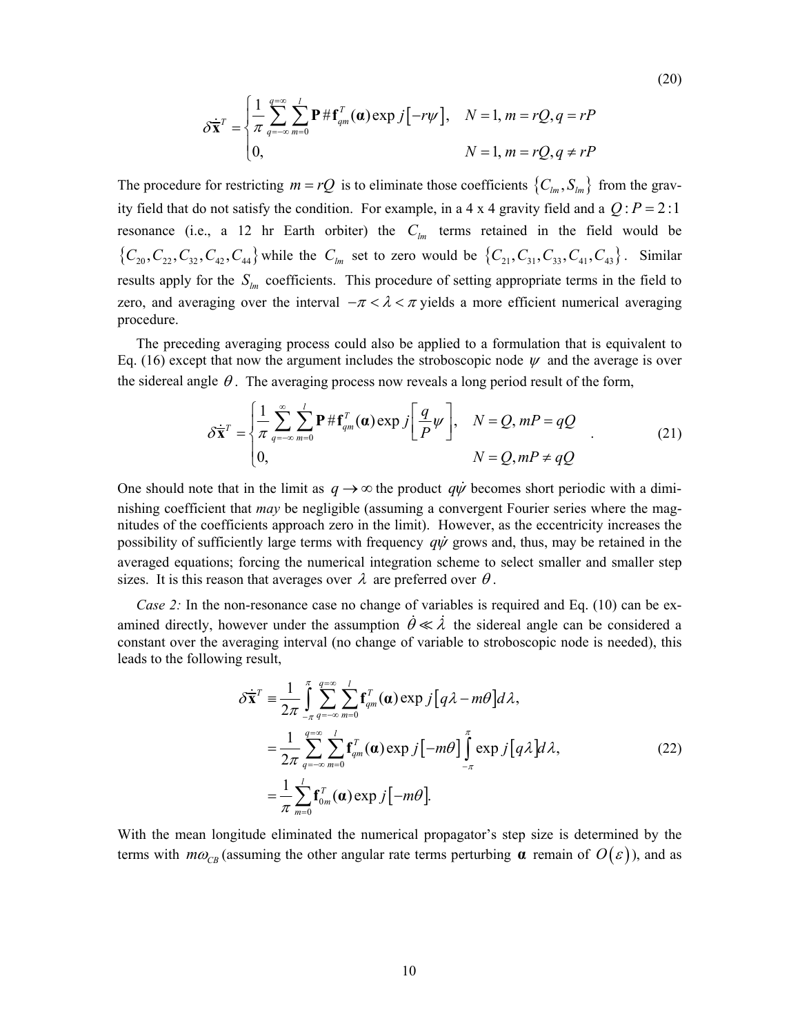$$
\delta \dot{\bar{\mathbf{x}}}^T = \begin{cases} \dfrac{1}{\pi} \displaystyle\sum_{q=-\infty}^{q=\infty} \sum_{m=0}^{l} \mathbf{P} \# \mathbf{f}_{qm}^T(\boldsymbol{\alpha}) \exp j\left[-r\psi\right], & N=1, m=rQ, q=rP \\ 0, & N=1, m=rQ, q \neq rP \end{cases} \tag{20}
$$

The procedure for restricting $m = rQ$ is to eliminate those coefficients $\{C_{lm}, S_{lm}\}$ from the gravity field that do not satisfy the condition. For example, in a 4 x 4 gravity field and a $Q:P = 2:1$ resonance (i.e., a 12 hr Earth orbiter) the $C_{lm}$ terms retained in the field would be $\{C_{20}, C_{22}, C_{32}, C_{42}, C_{44}\}$ while the $C_{lm}$ set to zero would be $\{C_{21}, C_{31}, C_{33}, C_{41}, C_{43}\}$. Similar results apply for the $S_{lm}$ coefficients. This procedure of setting appropriate terms in the field to zero, and averaging over the interval $-\pi < \lambda < \pi$ yields a more efficient numerical averaging procedure.

The preceding averaging process could also be applied to a formulation that is equivalent to Eq. (16) except that now the argument includes the stroboscopic node $\psi$ and the average is over the sidereal angle $\theta$. The averaging process now reveals a long period result of the form,

$$
\delta \dot{\bar{\mathbf{x}}}^T = \begin{cases} \dfrac{1}{\pi} \displaystyle\sum_{q=-\infty}^{\infty} \sum_{m=0}^{l} \mathbf{P} \# \mathbf{f}_{qm}^T(\boldsymbol{\alpha}) \exp j\left[\frac{q}{P}\psi\right], & N=Q, mP=qQ \\ 0, & N=Q, mP \neq qQ \end{cases} . \tag{21}
$$

One should note that in the limit as $q \to \infty$ the product $q\dot{\psi}$ becomes short periodic with a diminishing coefficient that *may* be negligible (assuming a convergent Fourier series where the magnitudes of the coefficients approach zero in the limit). However, as the eccentricity increases the possibility of sufficiently large terms with frequency $q\dot{\psi}$ grows and, thus, may be retained in the averaged equations; forcing the numerical integration scheme to select smaller and smaller step sizes. It is this reason that averages over $\lambda$ are preferred over $\theta$.

*Case 2:* In the non-resonance case no change of variables is required and Eq. (10) can be examined directly, however under the assumption $\dot{\theta} \ll \dot{\lambda}$ the sidereal angle can be considered a constant over the averaging interval (no change of variable to stroboscopic node is needed), this leads to the following result,

$$
\begin{aligned}
\delta \dot{\bar{\mathbf{x}}}^T &\equiv \frac{1}{2\pi} \int_{-\pi}^{\pi} \sum_{q=-\infty}^{q=\infty} \sum_{m=0}^{l} \mathbf{f}_{qm}^T(\boldsymbol{\alpha}) \exp j\left[q\lambda - m\theta\right] d\lambda, \\
&= \frac{1}{2\pi} \sum_{q=-\infty}^{q=\infty} \sum_{m=0}^{l} \mathbf{f}_{qm}^T(\boldsymbol{\alpha}) \exp j\left[-m\theta\right] \int_{-\pi}^{\pi} \exp j\left[q\lambda\right] d\lambda, \\
&= \frac{1}{\pi} \sum_{m=0}^{l} \mathbf{f}_{0m}^T(\boldsymbol{\alpha}) \exp j\left[-m\theta\right].
\end{aligned} \tag{22}
$$

With the mean longitude eliminated the numerical propagator's step size is determined by the terms with $m\omega_{CB}$ (assuming the other angular rate terms perturbing $\boldsymbol{\alpha}$ remain of $O(\varepsilon)$), and as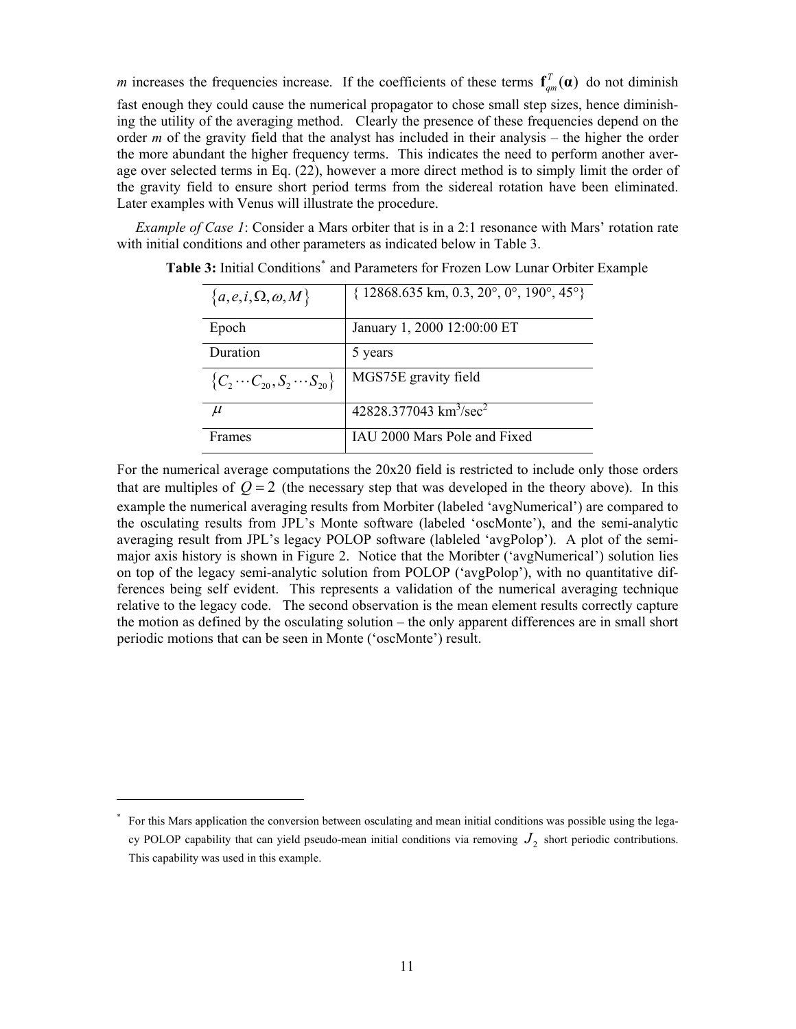*m* increases the frequencies increase. If the coefficients of these terms $\mathbf{f}_{qm}^{T}(\boldsymbol{\alpha})$ do not diminish fast enough they could cause the numerical propagator to chose small step sizes, hence diminishing the utility of the averaging method. Clearly the presence of these frequencies depend on the order *m* of the gravity field that the analyst has included in their analysis – the higher the order the more abundant the higher frequency terms. This indicates the need to perform another average over selected terms in Eq. (22), however a more direct method is to simply limit the order of the gravity field to ensure short period terms from the sidereal rotation have been eliminated. Later examples with Venus will illustrate the procedure.

*Example of Case 1*: Consider a Mars orbiter that is in a 2:1 resonance with Mars' rotation rate with initial conditions and other parameters as indicated below in Table 3.

**Table 3:** Initial Conditions* and Parameters for Frozen Low Lunar Orbiter Example

| $\{a, e, i, \Omega, \omega, M\}$ | { 12868.635 km, 0.3, 20°, 0°, 190°, 45°} |
|---|---|
| Epoch | January 1, 2000 12:00:00 ET |
| Duration | 5 years |
| $\{C_2 \cdots C_{20}, S_2 \cdots S_{20}\}$ | MGS75E gravity field |
| $\mu$ | 42828.377043 km$^3$/sec$^2$ |
| Frames | IAU 2000 Mars Pole and Fixed |

For the numerical average computations the 20x20 field is restricted to include only those orders that are multiples of $Q = 2$ (the necessary step that was developed in the theory above). In this example the numerical averaging results from Morbiter (labeled 'avgNumerical') are compared to the osculating results from JPL's Monte software (labeled 'oscMonte'), and the semi-analytic averaging result from JPL's legacy POLOP software (lableled 'avgPolop'). A plot of the semi-major axis history is shown in Figure 2. Notice that the Moribter ('avgNumerical') solution lies on top of the legacy semi-analytic solution from POLOP ('avgPolop'), with no quantitative differences being self evident. This represents a validation of the numerical averaging technique relative to the legacy code. The second observation is the mean element results correctly capture the motion as defined by the osculating solution – the only apparent differences are in small short periodic motions that can be seen in Monte ('oscMonte') result.

---

* For this Mars application the conversion between osculating and mean initial conditions was possible using the legacy POLOP capability that can yield pseudo-mean initial conditions via removing $J_2$ short periodic contributions. This capability was used in this example.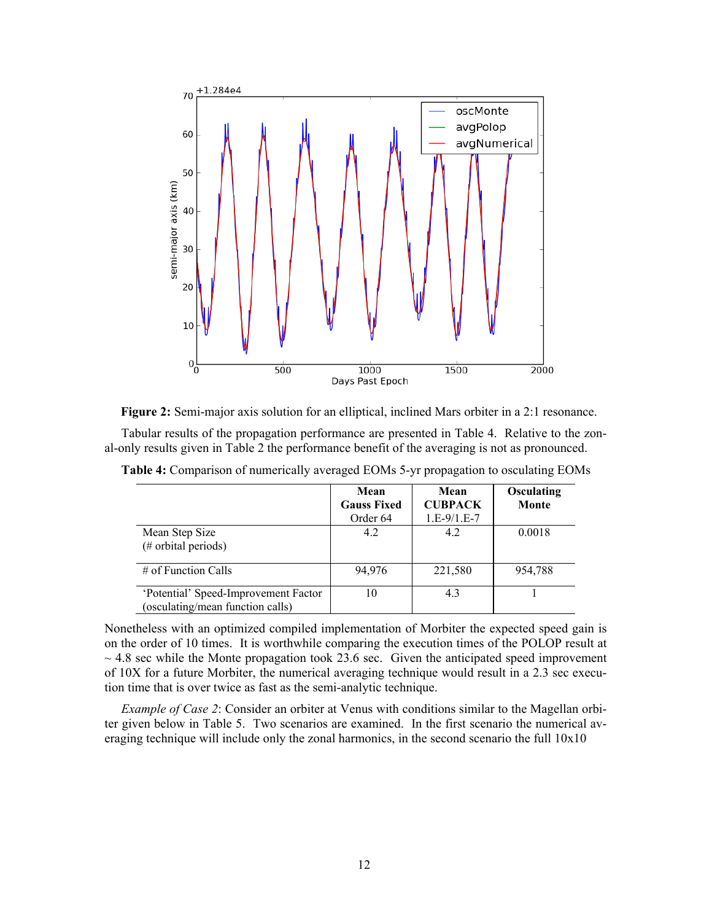**Figure 2:** Semi-major axis solution for an elliptical, inclined Mars orbiter in a 2:1 resonance.

Tabular results of the propagation performance are presented in Table 4. Relative to the zonal-only results given in Table 2 the performance benefit of the averaging is not as pronounced.

**Table 4:** Comparison of numerically averaged EOMs 5-yr propagation to osculating EOMs

| | **Mean Gauss Fixed** Order 64 | **Mean CUBPACK** 1.E-9/1.E-7 | **Osculating Monte** |
|---|---|---|---|
| Mean Step Size (# orbital periods) | 4.2 | 4.2 | 0.0018 |
| # of Function Calls | 94,976 | 221,580 | 954,788 |
| 'Potential' Speed-Improvement Factor (osculating/mean function calls) | 10 | 4.3 | 1 |

Nonetheless with an optimized compiled implementation of Morbiter the expected speed gain is on the order of 10 times. It is worthwhile comparing the execution times of the POLOP result at ~ 4.8 sec while the Monte propagation took 23.6 sec. Given the anticipated speed improvement of 10X for a future Morbiter, the numerical averaging technique would result in a 2.3 sec execution time that is over twice as fast as the semi-analytic technique.

*Example of Case 2*: Consider an orbiter at Venus with conditions similar to the Magellan orbiter given below in Table 5. Two scenarios are examined. In the first scenario the numerical averaging technique will include only the zonal harmonics, in the second scenario the full 10x10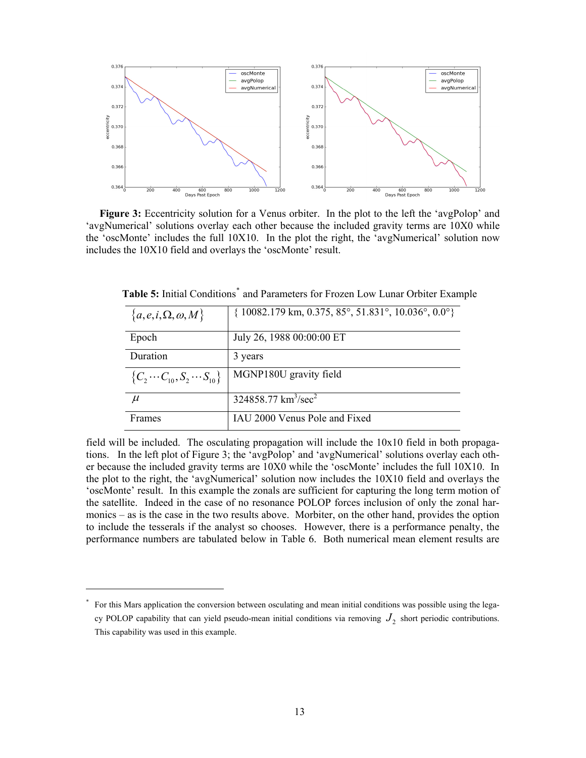**Figure 3:** Eccentricity solution for a Venus orbiter. In the plot to the left the 'avgPolop' and 'avgNumerical' solutions overlay each other because the included gravity terms are 10X0 while the 'oscMonte' includes the full 10X10. In the plot the right, the 'avgNumerical' solution now includes the 10X10 field and overlays the 'oscMonte' result.

**Table 5:** Initial Conditions[*] and Parameters for Frozen Low Lunar Orbiter Example

| | |
|---|---|
| $\{a, e, i, \Omega, \omega, M\}$ | { 10082.179 km, 0.375, 85°, 51.831°, 10.036°, 0.0°} |
| Epoch | July 26, 1988 00:00:00 ET |
| Duration | 3 years |
| $\{C_2 \cdots C_{10}, S_2 \cdots S_{10}\}$ | MGNP180U gravity field |
| $\mu$ | 324858.77 km$^3$/sec$^2$ |
| Frames | IAU 2000 Venus Pole and Fixed |

field will be included. The osculating propagation will include the 10x10 field in both propagations. In the left plot of Figure 3; the 'avgPolop' and 'avgNumerical' solutions overlay each other because the included gravity terms are 10X0 while the 'oscMonte' includes the full 10X10. In the plot to the right, the 'avgNumerical' solution now includes the 10X10 field and overlays the 'oscMonte' result. In this example the zonals are sufficient for capturing the long term motion of the satellite. Indeed in the case of no resonance POLOP forces inclusion of only the zonal harmonics – as is the case in the two results above. Morbiter, on the other hand, provides the option to include the tesserals if the analyst so chooses. However, there is a performance penalty, the performance numbers are tabulated below in Table 6. Both numerical mean element results are

[*] For this Mars application the conversion between osculating and mean initial conditions was possible using the legacy POLOP capability that can yield pseudo-mean initial conditions via removing $J_2$ short periodic contributions. This capability was used in this example.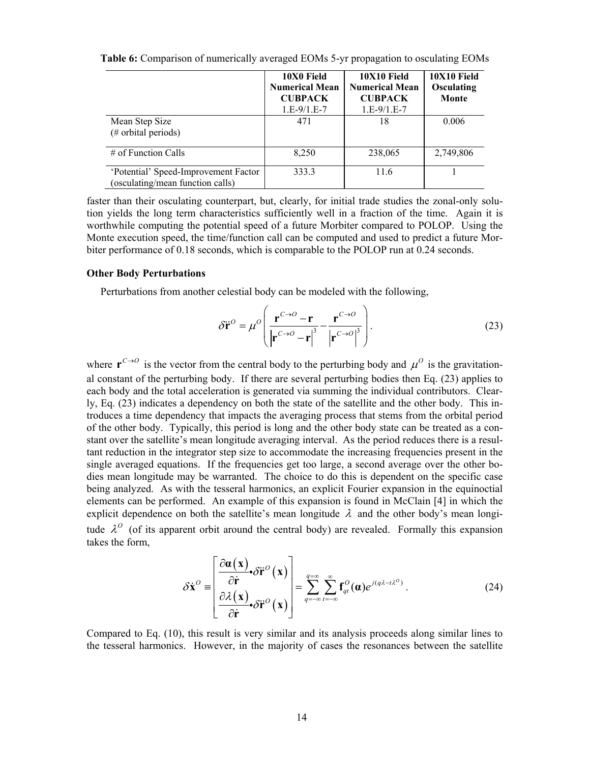**Table 6:** Comparison of numerically averaged EOMs 5-yr propagation to osculating EOMs

| | **10X0 Field Numerical Mean CUBPACK** 1.E-9/1.E-7 | **10X10 Field Numerical Mean CUBPACK** 1.E-9/1.E-7 | **10X10 Field Osculating Monte** |
|---|---|---|---|
| Mean Step Size (# orbital periods) | 471 | 18 | 0.006 |
| # of Function Calls | 8,250 | 238,065 | 2,749,806 |
| 'Potential' Speed-Improvement Factor (osculating/mean function calls) | 333.3 | 11.6 | 1 |

faster than their osculating counterpart, but, clearly, for initial trade studies the zonal-only solution yields the long term characteristics sufficiently well in a fraction of the time. Again it is worthwhile computing the potential speed of a future Morbiter compared to POLOP. Using the Monte execution speed, the time/function call can be computed and used to predict a future Morbiter performance of 0.18 seconds, which is comparable to the POLOP run at 0.24 seconds.

### Other Body Perturbations

Perturbations from another celestial body can be modeled with the following,

$$\delta\ddot{\mathbf{r}}^O = \mu^O \left( \frac{\mathbf{r}^{C\to O} - \mathbf{r}}{\left|\mathbf{r}^{C\to O} - \mathbf{r}\right|^3} - \frac{\mathbf{r}^{C\to O}}{\left|\mathbf{r}^{C\to O}\right|^3} \right). \tag{23}$$

where $\mathbf{r}^{C\to O}$ is the vector from the central body to the perturbing body and $\mu^O$ is the gravitational constant of the perturbing body. If there are several perturbing bodies then Eq. (23) applies to each body and the total acceleration is generated via summing the individual contributors. Clearly, Eq. (23) indicates a dependency on both the state of the satellite and the other body. This introduces a time dependency that impacts the averaging process that stems from the orbital period of the other body. Typically, this period is long and the other body state can be treated as a constant over the satellite's mean longitude averaging interval. As the period reduces there is a resultant reduction in the integrator step size to accommodate the increasing frequencies present in the single averaged equations. If the frequencies get too large, a second average over the other bodies mean longitude may be warranted. The choice to do this is dependent on the specific case being analyzed. As with the tesseral harmonics, an explicit Fourier expansion in the equinoctial elements can be performed. An example of this expansion is found in McClain [4] in which the explicit dependence on both the satellite's mean longitude $\lambda$ and the other body's mean longitude $\lambda^O$ (of its apparent orbit around the central body) are revealed. Formally this expansion takes the form,

$$\delta\dot{\mathbf{x}}^O \equiv \begin{bmatrix} \dfrac{\partial \boldsymbol{\alpha}(\mathbf{x})}{\partial \dot{\mathbf{r}}} \bullet \delta\ddot{\mathbf{r}}^O(\mathbf{x}) \\ \dfrac{\partial \lambda(\mathbf{x})}{\partial \dot{\mathbf{r}}} \bullet \delta\ddot{\mathbf{r}}^O(\mathbf{x}) \end{bmatrix} = \sum_{q=-\infty}^{q=\infty} \sum_{t=-\infty}^{\infty} \mathbf{f}_{qt}^O(\boldsymbol{\alpha}) e^{j(q\lambda - t\lambda^O)}. \tag{24}$$

Compared to Eq. (10), this result is very similar and its analysis proceeds along similar lines to the tesseral harmonics. However, in the majority of cases the resonances between the satellite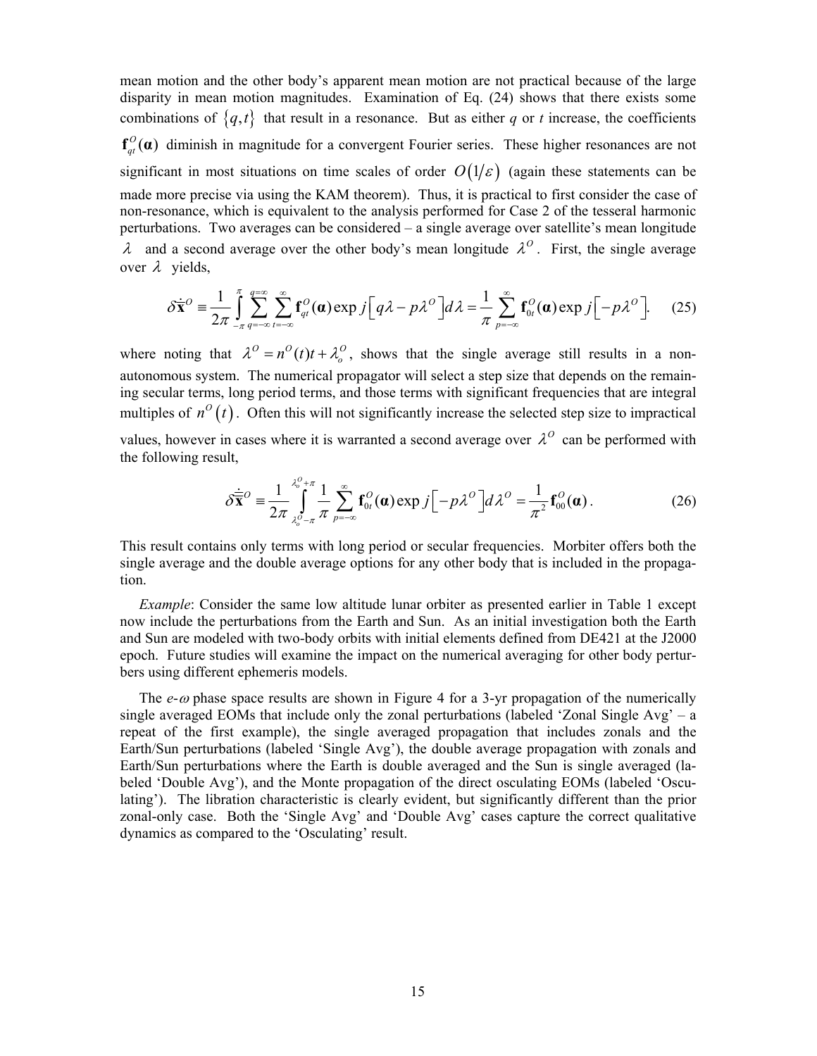mean motion and the other body's apparent mean motion are not practical because of the large disparity in mean motion magnitudes. Examination of Eq. (24) shows that there exists some combinations of $\{q,t\}$ that result in a resonance. But as either $q$ or $t$ increase, the coefficients $\mathbf{f}_{qt}^{O}(\boldsymbol{\alpha})$ diminish in magnitude for a convergent Fourier series. These higher resonances are not significant in most situations on time scales of order $O(1/\varepsilon)$ (again these statements can be made more precise via using the KAM theorem). Thus, it is practical to first consider the case of non-resonance, which is equivalent to the analysis performed for Case 2 of the tesseral harmonic perturbations. Two averages can be considered – a single average over satellite's mean longitude $\lambda$ and a second average over the other body's mean longitude $\lambda^{O}$. First, the single average over $\lambda$ yields,

$$\delta\dot{\bar{\mathbf{x}}}^{O} \equiv \frac{1}{2\pi}\int_{-\pi}^{\pi}\sum_{q=-\infty}^{q=\infty}\sum_{t=-\infty}^{\infty}\mathbf{f}_{qt}^{O}(\boldsymbol{\alpha})\exp j\left[q\lambda - p\lambda^{O}\right]d\lambda = \frac{1}{\pi}\sum_{p=-\infty}^{\infty}\mathbf{f}_{0t}^{O}(\boldsymbol{\alpha})\exp j\left[-p\lambda^{O}\right]. \tag{25}$$

where noting that $\lambda^{O} = n^{O}(t)t + \lambda_{o}^{O}$, shows that the single average still results in a non-autonomous system. The numerical propagator will select a step size that depends on the remaining secular terms, long period terms, and those terms with significant frequencies that are integral multiples of $n^{O}(t)$. Often this will not significantly increase the selected step size to impractical values, however in cases where it is warranted a second average over $\lambda^{O}$ can be performed with the following result,

$$\delta\dot{\bar{\bar{\mathbf{x}}}}^{O} \equiv \frac{1}{2\pi}\int_{\lambda_{o}^{O}-\pi}^{\lambda_{o}^{O}+\pi}\frac{1}{\pi}\sum_{p=-\infty}^{\infty}\mathbf{f}_{0t}^{O}(\boldsymbol{\alpha})\exp j\left[-p\lambda^{O}\right]d\lambda^{O} = \frac{1}{\pi^{2}}\mathbf{f}_{00}^{O}(\boldsymbol{\alpha}). \tag{26}$$

This result contains only terms with long period or secular frequencies. Morbiter offers both the single average and the double average options for any other body that is included in the propagation.

*Example*: Consider the same low altitude lunar orbiter as presented earlier in Table 1 except now include the perturbations from the Earth and Sun. As an initial investigation both the Earth and Sun are modeled with two-body orbits with initial elements defined from DE421 at the J2000 epoch. Future studies will examine the impact on the numerical averaging for other body perturbers using different ephemeris models.

The *e*-*ω* phase space results are shown in Figure 4 for a 3-yr propagation of the numerically single averaged EOMs that include only the zonal perturbations (labeled 'Zonal Single Avg' – a repeat of the first example), the single averaged propagation that includes zonals and the Earth/Sun perturbations (labeled 'Single Avg'), the double average propagation with zonals and Earth/Sun perturbations where the Earth is double averaged and the Sun is single averaged (labeled 'Double Avg'), and the Monte propagation of the direct osculating EOMs (labeled 'Osculating'). The libration characteristic is clearly evident, but significantly different than the prior zonal-only case. Both the 'Single Avg' and 'Double Avg' cases capture the correct qualitative dynamics as compared to the 'Osculating' result.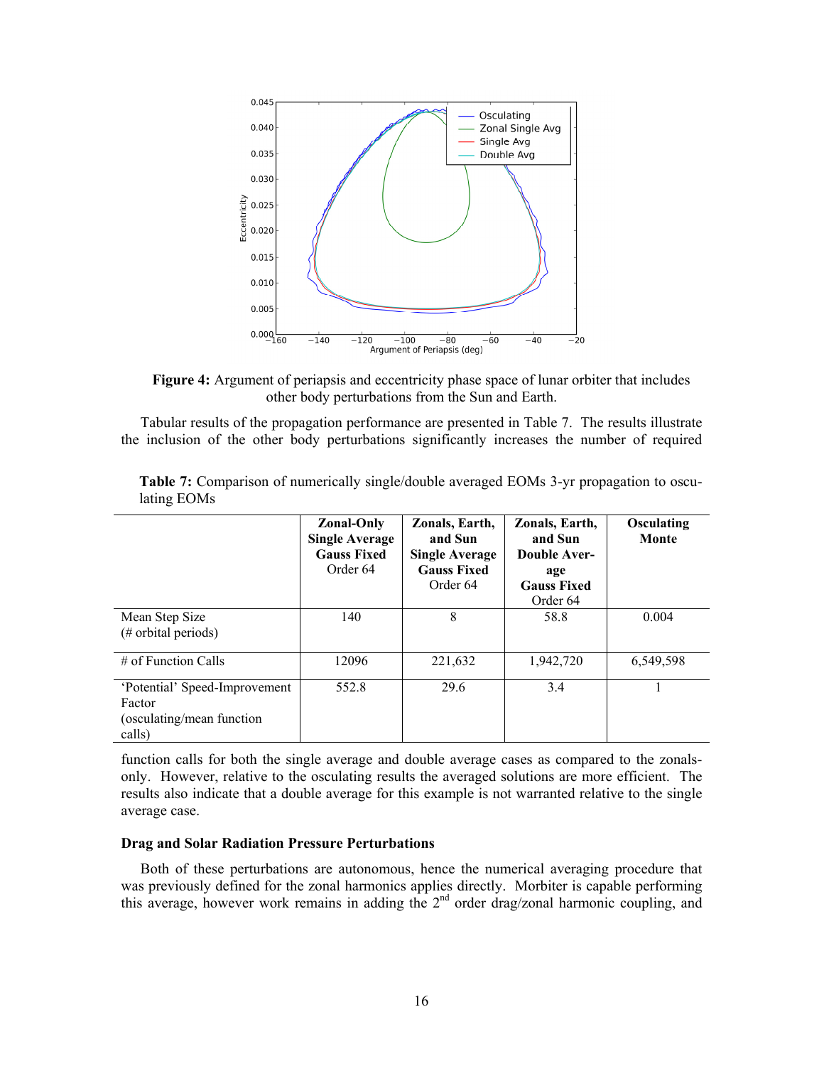**Figure 4:** Argument of periapsis and eccentricity phase space of lunar orbiter that includes other body perturbations from the Sun and Earth.

Tabular results of the propagation performance are presented in Table 7. The results illustrate the inclusion of the other body perturbations significantly increases the number of required function calls for both the single average and double average cases as compared to the zonals-only. However, relative to the osculating results the averaged solutions are more efficient. The results also indicate that a double average for this example is not warranted relative to the single average case.

**Table 7:** Comparison of numerically single/double averaged EOMs 3-yr propagation to osculating EOMs

| | **Zonal-Only Single Average Gauss Fixed** Order 64 | **Zonals, Earth, and Sun Single Average Gauss Fixed** Order 64 | **Zonals, Earth, and Sun Double Average Gauss Fixed** Order 64 | **Osculating Monte** |
|---|---|---|---|---|
| Mean Step Size (# orbital periods) | 140 | 8 | 58.8 | 0.004 |
| # of Function Calls | 12096 | 221,632 | 1,942,720 | 6,549,598 |
| 'Potential' Speed-Improvement Factor (osculating/mean function calls) | 552.8 | 29.6 | 3.4 | 1 |

### Drag and Solar Radiation Pressure Perturbations

Both of these perturbations are autonomous, hence the numerical averaging procedure that was previously defined for the zonal harmonics applies directly. Morbiter is capable performing this average, however work remains in adding the 2nd order drag/zonal harmonic coupling, and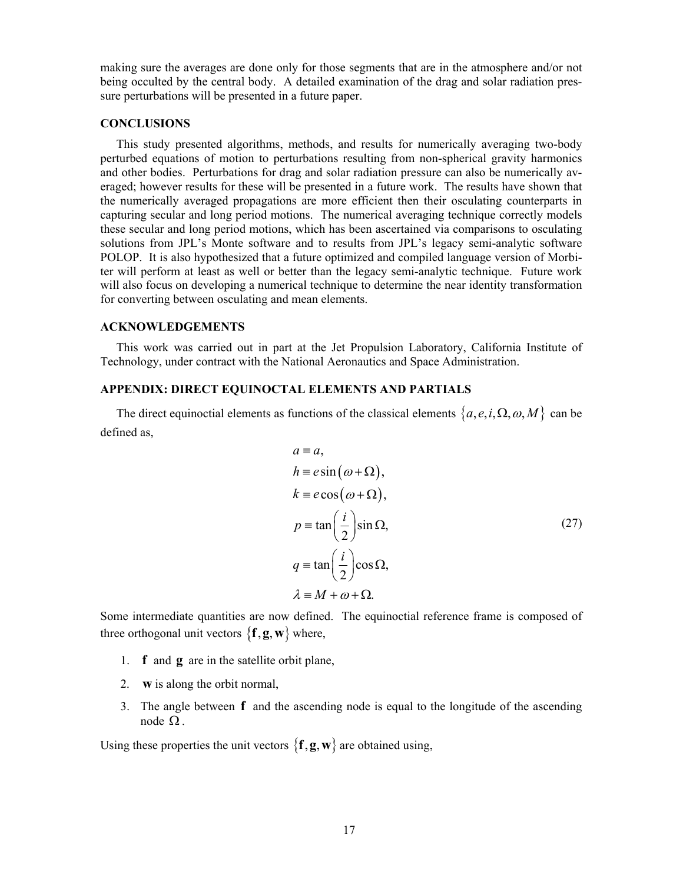making sure the averages are done only for those segments that are in the atmosphere and/or not being occulted by the central body. A detailed examination of the drag and solar radiation pressure perturbations will be presented in a future paper.

### CONCLUSIONS

This study presented algorithms, methods, and results for numerically averaging two-body perturbed equations of motion to perturbations resulting from non-spherical gravity harmonics and other bodies. Perturbations for drag and solar radiation pressure can also be numerically averaged; however results for these will be presented in a future work. The results have shown that the numerically averaged propagations are more efficient then their osculating counterparts in capturing secular and long period motions. The numerical averaging technique correctly models these secular and long period motions, which has been ascertained via comparisons to osculating solutions from JPL's Monte software and to results from JPL's legacy semi-analytic software POLOP. It is also hypothesized that a future optimized and compiled language version of Morbiter will perform at least as well or better than the legacy semi-analytic technique. Future work will also focus on developing a numerical technique to determine the near identity transformation for converting between osculating and mean elements.

### ACKNOWLEDGEMENTS

This work was carried out in part at the Jet Propulsion Laboratory, California Institute of Technology, under contract with the National Aeronautics and Space Administration.

### APPENDIX: DIRECT EQUINOCTAL ELEMENTS AND PARTIALS

The direct equinoctial elements as functions of the classical elements $\{a, e, i, \Omega, \omega, M\}$ can be defined as,

$$
\begin{aligned}
a &\equiv a, \\
h &\equiv e\sin(\omega + \Omega), \\
k &\equiv e\cos(\omega + \Omega), \\
p &\equiv \tan\left(\frac{i}{2}\right)\sin\Omega, \\
q &\equiv \tan\left(\frac{i}{2}\right)\cos\Omega, \\
\lambda &\equiv M + \omega + \Omega.
\end{aligned}
\tag{27}
$$

Some intermediate quantities are now defined. The equinoctial reference frame is composed of three orthogonal unit vectors $\{\mathbf{f}, \mathbf{g}, \mathbf{w}\}$ where,

1. $\mathbf{f}$ and $\mathbf{g}$ are in the satellite orbit plane,
2. $\mathbf{w}$ is along the orbit normal,
3. The angle between $\mathbf{f}$ and the ascending node is equal to the longitude of the ascending node $\Omega$.

Using these properties the unit vectors $\{\mathbf{f}, \mathbf{g}, \mathbf{w}\}$ are obtained using,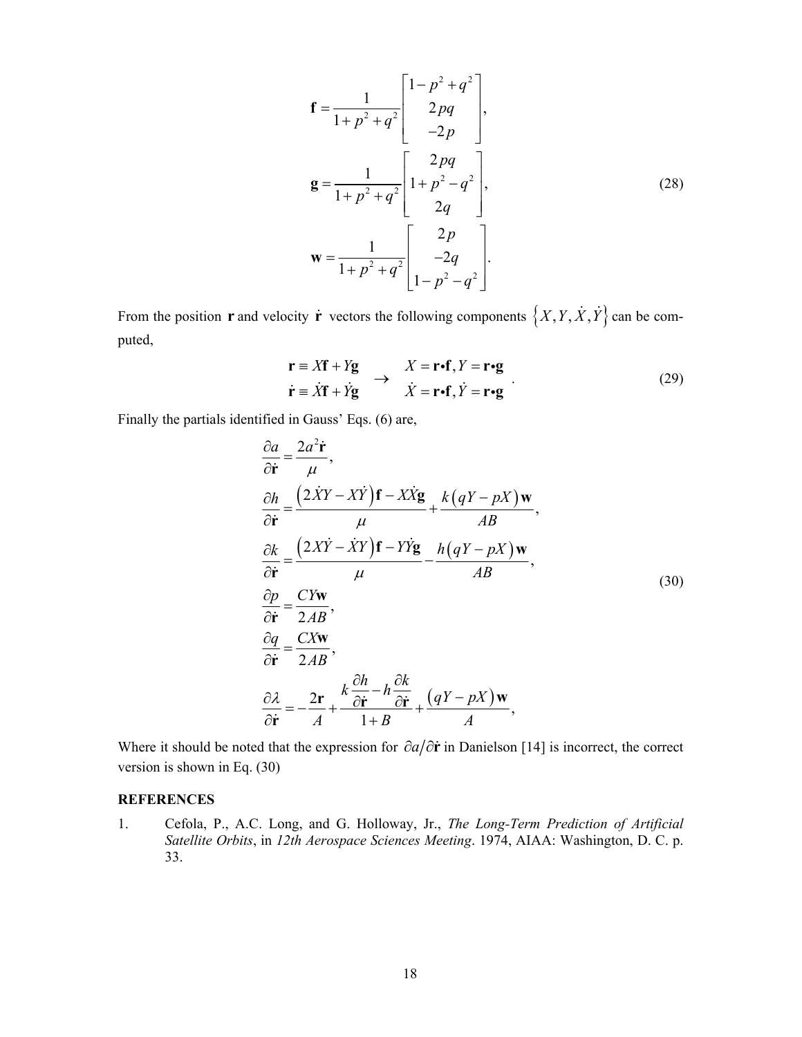$$
\mathbf{f} = \frac{1}{1+p^2+q^2}\begin{bmatrix} 1-p^2+q^2 \\ 2pq \\ -2p \end{bmatrix},
$$

$$
\mathbf{g} = \frac{1}{1+p^2+q^2}\begin{bmatrix} 2pq \\ 1+p^2-q^2 \\ 2q \end{bmatrix}, \tag{28}
$$

$$
\mathbf{w} = \frac{1}{1+p^2+q^2}\begin{bmatrix} 2p \\ -2q \\ 1-p^2-q^2 \end{bmatrix}.
$$

From the position $\mathbf{r}$ and velocity $\dot{\mathbf{r}}$ vectors the following components $\{X, Y, \dot{X}, \dot{Y}\}$ can be computed,

$$
\begin{matrix} \mathbf{r} \equiv X\mathbf{f} + Y\mathbf{g} \\ \dot{\mathbf{r}} \equiv \dot{X}\mathbf{f} + \dot{Y}\mathbf{g} \end{matrix} \quad \rightarrow \quad \begin{matrix} X = \mathbf{r}\bullet\mathbf{f}, Y = \mathbf{r}\bullet\mathbf{g} \\ \dot{X} = \mathbf{r}\bullet\mathbf{f}, \dot{Y} = \mathbf{r}\bullet\mathbf{g} \end{matrix} \quad . \tag{29}
$$

Finally the partials identified in Gauss' Eqs. (6) are,

$$
\begin{aligned}
\frac{\partial a}{\partial \dot{\mathbf{r}}} &= \frac{2a^2\dot{\mathbf{r}}}{\mu}, \\
\frac{\partial h}{\partial \dot{\mathbf{r}}} &= \frac{\left(2\dot{X}Y - X\dot{Y}\right)\mathbf{f} - X\dot{X}\mathbf{g}}{\mu} + \frac{k\left(qY - pX\right)\mathbf{w}}{AB}, \\
\frac{\partial k}{\partial \dot{\mathbf{r}}} &= \frac{\left(2X\dot{Y} - \dot{X}Y\right)\mathbf{f} - Y\dot{Y}\mathbf{g}}{\mu} - \frac{h\left(qY - pX\right)\mathbf{w}}{AB}, \\
\frac{\partial p}{\partial \dot{\mathbf{r}}} &= \frac{CY\mathbf{w}}{2AB}, \\
\frac{\partial q}{\partial \dot{\mathbf{r}}} &= \frac{CX\mathbf{w}}{2AB}, \\
\frac{\partial \lambda}{\partial \dot{\mathbf{r}}} &= -\frac{2\mathbf{r}}{A} + \frac{k\frac{\partial h}{\partial \dot{\mathbf{r}}} - h\frac{\partial k}{\partial \dot{\mathbf{r}}}}{1+B} + \frac{\left(qY - pX\right)\mathbf{w}}{A},
\end{aligned} \tag{30}
$$

Where it should be noted that the expression for $\partial a/\partial \dot{\mathbf{r}}$ in Danielson [14] is incorrect, the correct version is shown in Eq. (30)

**REFERENCES**

1. Cefola, P., A.C. Long, and G. Holloway, Jr., *The Long-Term Prediction of Artificial Satellite Orbits*, in *12th Aerospace Sciences Meeting*. 1974, AIAA: Washington, D. C. p. 33.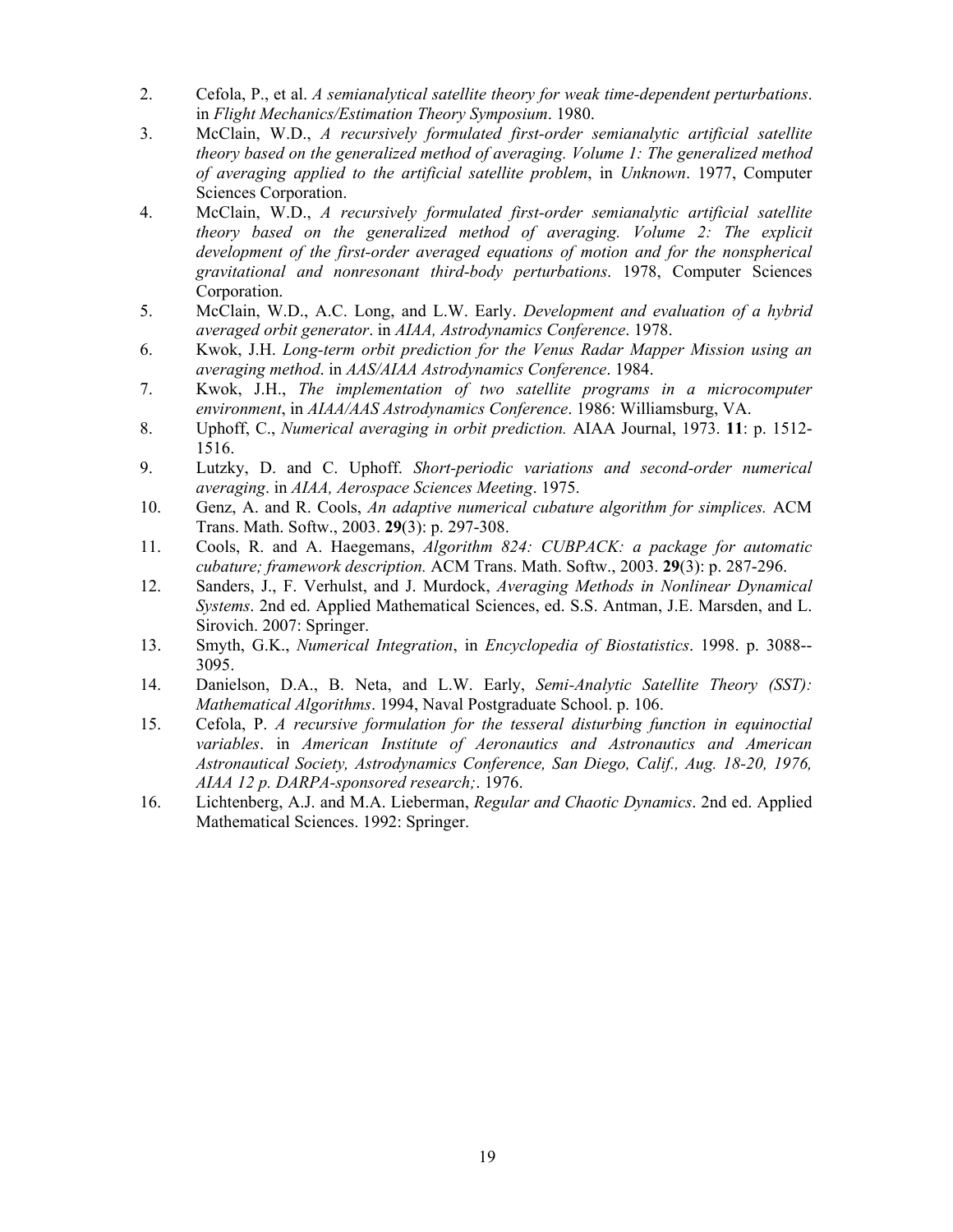2. Cefola, P., et al. *A semianalytical satellite theory for weak time-dependent perturbations*. in *Flight Mechanics/Estimation Theory Symposium*. 1980.
3. McClain, W.D., *A recursively formulated first-order semianalytic artificial satellite theory based on the generalized method of averaging. Volume 1: The generalized method of averaging applied to the artificial satellite problem*, in *Unknown*. 1977, Computer Sciences Corporation.
4. McClain, W.D., *A recursively formulated first-order semianalytic artificial satellite theory based on the generalized method of averaging. Volume 2: The explicit development of the first-order averaged equations of motion and for the nonspherical gravitational and nonresonant third-body perturbations*. 1978, Computer Sciences Corporation.
5. McClain, W.D., A.C. Long, and L.W. Early. *Development and evaluation of a hybrid averaged orbit generator*. in *AIAA, Astrodynamics Conference*. 1978.
6. Kwok, J.H. *Long-term orbit prediction for the Venus Radar Mapper Mission using an averaging method*. in *AAS/AIAA Astrodynamics Conference*. 1984.
7. Kwok, J.H., *The implementation of two satellite programs in a microcomputer environment*, in *AIAA/AAS Astrodynamics Conference*. 1986: Williamsburg, VA.
8. Uphoff, C., *Numerical averaging in orbit prediction.* AIAA Journal, 1973. **11**: p. 1512-1516.
9. Lutzky, D. and C. Uphoff. *Short-periodic variations and second-order numerical averaging*. in *AIAA, Aerospace Sciences Meeting*. 1975.
10. Genz, A. and R. Cools, *An adaptive numerical cubature algorithm for simplices.* ACM Trans. Math. Softw., 2003. **29**(3): p. 297-308.
11. Cools, R. and A. Haegemans, *Algorithm 824: CUBPACK: a package for automatic cubature; framework description.* ACM Trans. Math. Softw., 2003. **29**(3): p. 287-296.
12. Sanders, J., F. Verhulst, and J. Murdock, *Averaging Methods in Nonlinear Dynamical Systems*. 2nd ed. Applied Mathematical Sciences, ed. S.S. Antman, J.E. Marsden, and L. Sirovich. 2007: Springer.
13. Smyth, G.K., *Numerical Integration*, in *Encyclopedia of Biostatistics*. 1998. p. 3088--3095.
14. Danielson, D.A., B. Neta, and L.W. Early, *Semi-Analytic Satellite Theory (SST): Mathematical Algorithms*. 1994, Naval Postgraduate School. p. 106.
15. Cefola, P. *A recursive formulation for the tesseral disturbing function in equinoctial variables*. in *American Institute of Aeronautics and Astronautics and American Astronautical Society, Astrodynamics Conference, San Diego, Calif., Aug. 18-20, 1976, AIAA 12 p. DARPA-sponsored research;*. 1976.
16. Lichtenberg, A.J. and M.A. Lieberman, *Regular and Chaotic Dynamics*. 2nd ed. Applied Mathematical Sciences. 1992: Springer.